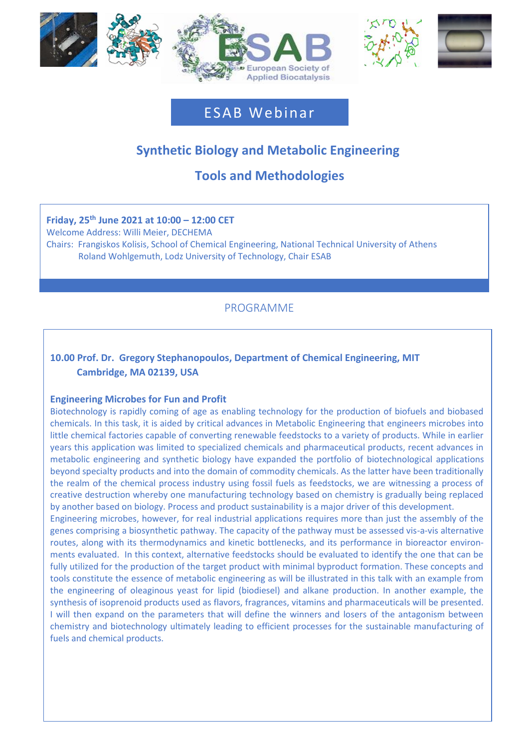ESAB European Society of Applied Biocatalysis

# ESAB Webinar

## Synthetic Biology and Metabolic Engineering

## Tools and Methodologies

**Friday, 25th June 2021 at 10:00 – 12:00 CET**
Welcome Address: Willi Meier, DECHEMA
Chairs: Frangiskos Kolisis, School of Chemical Engineering, National Technical University of Athens
Roland Wohlgemuth, Lodz University of Technology, Chair ESAB

## PROGRAMME

**10.00 Prof. Dr. Gregory Stephanopoulos, Department of Chemical Engineering, MIT Cambridge, MA 02139, USA**

**Engineering Microbes for Fun and Profit**

Biotechnology is rapidly coming of age as enabling technology for the production of biofuels and biobased chemicals. In this task, it is aided by critical advances in Metabolic Engineering that engineers microbes into little chemical factories capable of converting renewable feedstocks to a variety of products. While in earlier years this application was limited to specialized chemicals and pharmaceutical products, recent advances in metabolic engineering and synthetic biology have expanded the portfolio of biotechnological applications beyond specialty products and into the domain of commodity chemicals. As the latter have been traditionally the realm of the chemical process industry using fossil fuels as feedstocks, we are witnessing a process of creative destruction whereby one manufacturing technology based on chemistry is gradually being replaced by another based on biology. Process and product sustainability is a major driver of this development.

Engineering microbes, however, for real industrial applications requires more than just the assembly of the genes comprising a biosynthetic pathway. The capacity of the pathway must be assessed vis-a-vis alternative routes, along with its thermodynamics and kinetic bottlenecks, and its performance in bioreactor environments evaluated. In this context, alternative feedstocks should be evaluated to identify the one that can be fully utilized for the production of the target product with minimal byproduct formation. These concepts and tools constitute the essence of metabolic engineering as will be illustrated in this talk with an example from the engineering of oleaginous yeast for lipid (biodiesel) and alkane production. In another example, the synthesis of isoprenoid products used as flavors, fragrances, vitamins and pharmaceuticals will be presented. I will then expand on the parameters that will define the winners and losers of the antagonism between chemistry and biotechnology ultimately leading to efficient processes for the sustainable manufacturing of fuels and chemical products.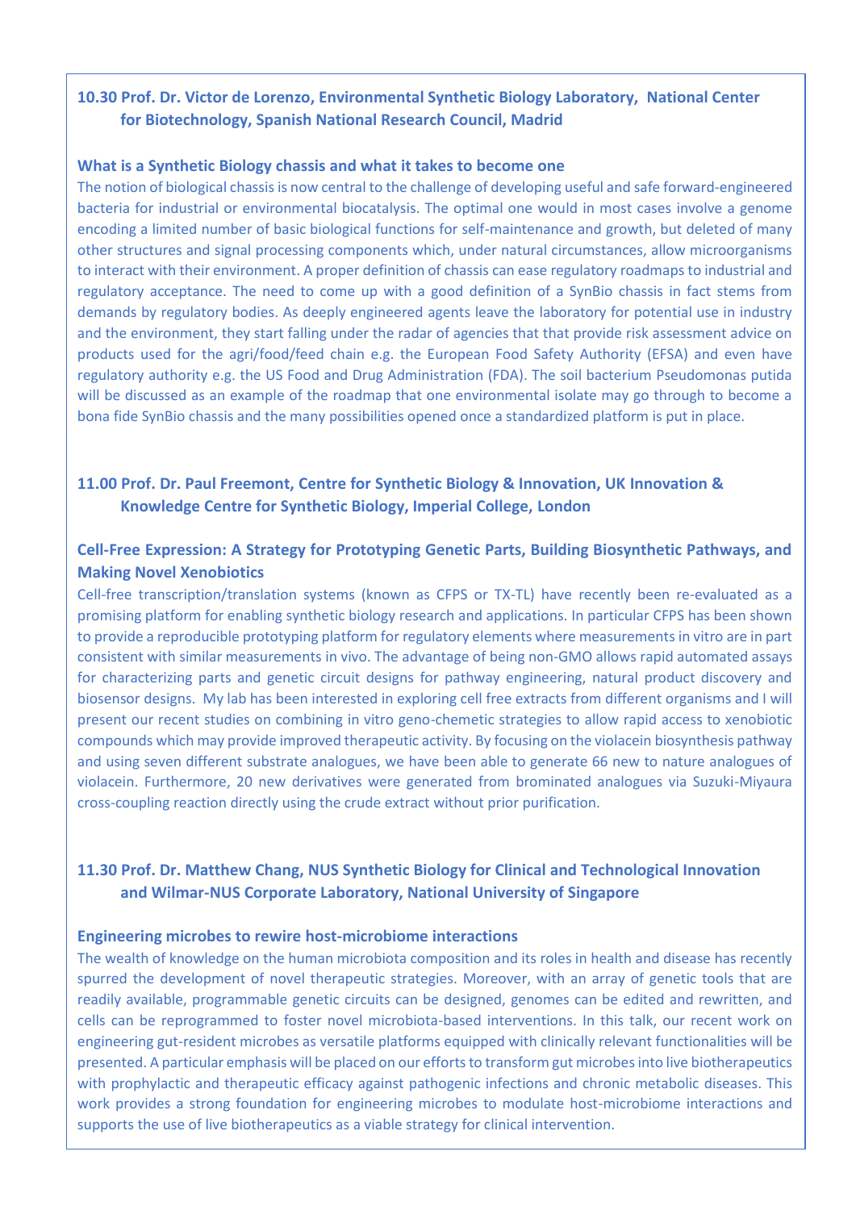### 10.30 Prof. Dr. Victor de Lorenzo, Environmental Synthetic Biology Laboratory, National Center for Biotechnology, Spanish National Research Council, Madrid

**What is a Synthetic Biology chassis and what it takes to become one**

The notion of biological chassis is now central to the challenge of developing useful and safe forward-engineered bacteria for industrial or environmental biocatalysis. The optimal one would in most cases involve a genome encoding a limited number of basic biological functions for self-maintenance and growth, but deleted of many other structures and signal processing components which, under natural circumstances, allow microorganisms to interact with their environment. A proper definition of chassis can ease regulatory roadmaps to industrial and regulatory acceptance. The need to come up with a good definition of a SynBio chassis in fact stems from demands by regulatory bodies. As deeply engineered agents leave the laboratory for potential use in industry and the environment, they start falling under the radar of agencies that that provide risk assessment advice on products used for the agri/food/feed chain e.g. the European Food Safety Authority (EFSA) and even have regulatory authority e.g. the US Food and Drug Administration (FDA). The soil bacterium Pseudomonas putida will be discussed as an example of the roadmap that one environmental isolate may go through to become a bona fide SynBio chassis and the many possibilities opened once a standardized platform is put in place.

### 11.00 Prof. Dr. Paul Freemont, Centre for Synthetic Biology & Innovation, UK Innovation & Knowledge Centre for Synthetic Biology, Imperial College, London

**Cell-Free Expression: A Strategy for Prototyping Genetic Parts, Building Biosynthetic Pathways, and Making Novel Xenobiotics**

Cell-free transcription/translation systems (known as CFPS or TX-TL) have recently been re-evaluated as a promising platform for enabling synthetic biology research and applications. In particular CFPS has been shown to provide a reproducible prototyping platform for regulatory elements where measurements in vitro are in part consistent with similar measurements in vivo. The advantage of being non-GMO allows rapid automated assays for characterizing parts and genetic circuit designs for pathway engineering, natural product discovery and biosensor designs. My lab has been interested in exploring cell free extracts from different organisms and I will present our recent studies on combining in vitro geno-chemetic strategies to allow rapid access to xenobiotic compounds which may provide improved therapeutic activity. By focusing on the violacein biosynthesis pathway and using seven different substrate analogues, we have been able to generate 66 new to nature analogues of violacein. Furthermore, 20 new derivatives were generated from brominated analogues via Suzuki-Miyaura cross-coupling reaction directly using the crude extract without prior purification.

### 11.30 Prof. Dr. Matthew Chang, NUS Synthetic Biology for Clinical and Technological Innovation and Wilmar-NUS Corporate Laboratory, National University of Singapore

**Engineering microbes to rewire host-microbiome interactions**

The wealth of knowledge on the human microbiota composition and its roles in health and disease has recently spurred the development of novel therapeutic strategies. Moreover, with an array of genetic tools that are readily available, programmable genetic circuits can be designed, genomes can be edited and rewritten, and cells can be reprogrammed to foster novel microbiota-based interventions. In this talk, our recent work on engineering gut-resident microbes as versatile platforms equipped with clinically relevant functionalities will be presented. A particular emphasis will be placed on our efforts to transform gut microbes into live biotherapeutics with prophylactic and therapeutic efficacy against pathogenic infections and chronic metabolic diseases. This work provides a strong foundation for engineering microbes to modulate host-microbiome interactions and supports the use of live biotherapeutics as a viable strategy for clinical intervention.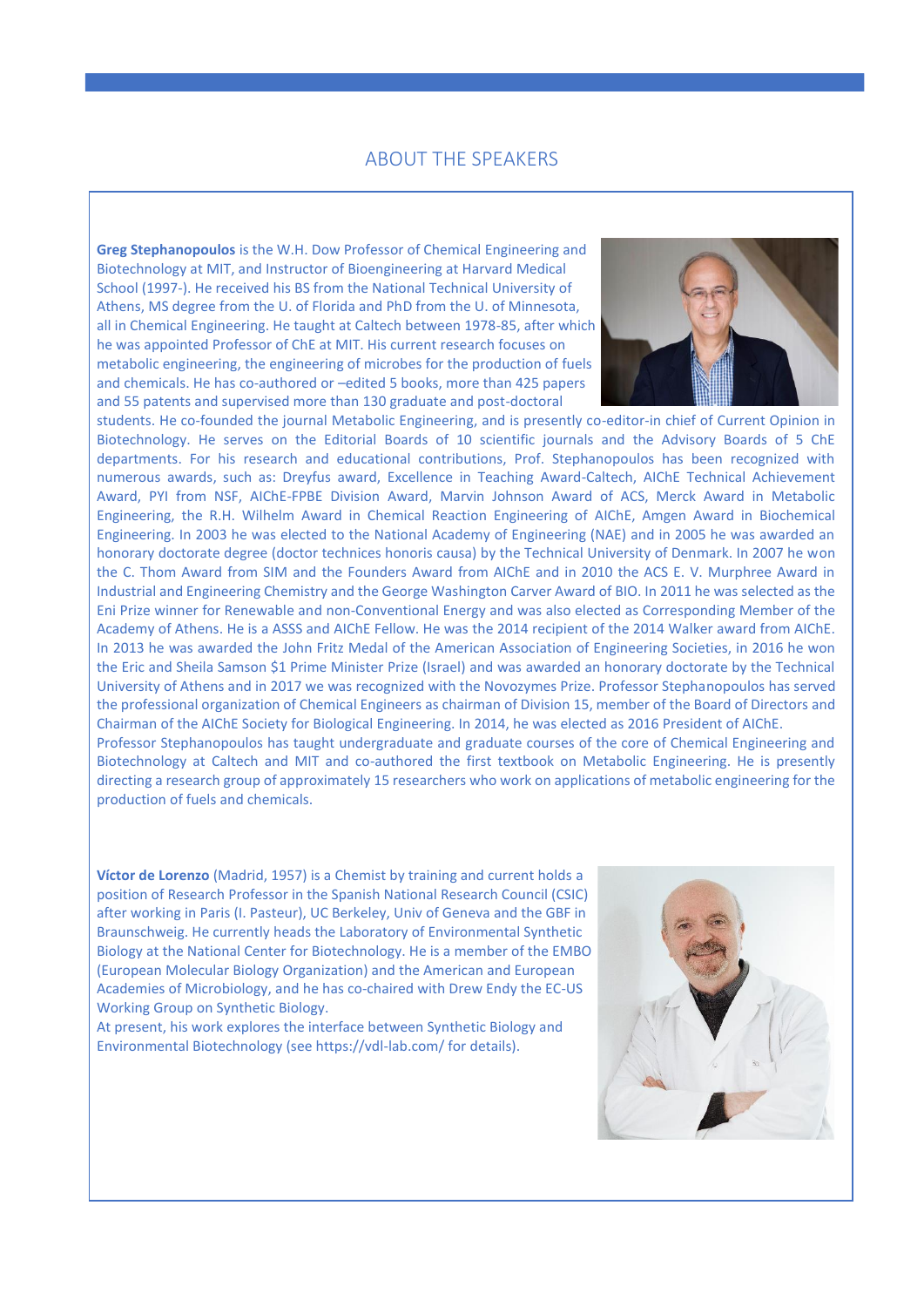## ABOUT THE SPEAKERS

**Greg Stephanopoulos** is the W.H. Dow Professor of Chemical Engineering and Biotechnology at MIT, and Instructor of Bioengineering at Harvard Medical School (1997-). He received his BS from the National Technical University of Athens, MS degree from the U. of Florida and PhD from the U. of Minnesota, all in Chemical Engineering. He taught at Caltech between 1978-85, after which he was appointed Professor of ChE at MIT. His current research focuses on metabolic engineering, the engineering of microbes for the production of fuels and chemicals. He has co-authored or –edited 5 books, more than 425 papers and 55 patents and supervised more than 130 graduate and post-doctoral students. He co-founded the journal Metabolic Engineering, and is presently co-editor-in chief of Current Opinion in Biotechnology. He serves on the Editorial Boards of 10 scientific journals and the Advisory Boards of 5 ChE departments. For his research and educational contributions, Prof. Stephanopoulos has been recognized with numerous awards, such as: Dreyfus award, Excellence in Teaching Award-Caltech, AIChE Technical Achievement Award, PYI from NSF, AIChE-FPBE Division Award, Marvin Johnson Award of ACS, Merck Award in Metabolic Engineering, the R.H. Wilhelm Award in Chemical Reaction Engineering of AIChE, Amgen Award in Biochemical Engineering. In 2003 he was elected to the National Academy of Engineering (NAE) and in 2005 he was awarded an honorary doctorate degree (doctor technices honoris causa) by the Technical University of Denmark. In 2007 he won the C. Thom Award from SIM and the Founders Award from AIChE and in 2010 the ACS E. V. Murphree Award in Industrial and Engineering Chemistry and the George Washington Carver Award of BIO. In 2011 he was selected as the Eni Prize winner for Renewable and non-Conventional Energy and was also elected as Corresponding Member of the Academy of Athens. He is a ASSS and AIChE Fellow. He was the 2014 recipient of the 2014 Walker award from AIChE. In 2013 he was awarded the John Fritz Medal of the American Association of Engineering Societies, in 2016 he won the Eric and Sheila Samson $1 Prime Minister Prize (Israel) and was awarded an honorary doctorate by the Technical University of Athens and in 2017 we was recognized with the Novozymes Prize. Professor Stephanopoulos has served the professional organization of Chemical Engineers as chairman of Division 15, member of the Board of Directors and Chairman of the AIChE Society for Biological Engineering. In 2014, he was elected as 2016 President of AIChE.

Professor Stephanopoulos has taught undergraduate and graduate courses of the core of Chemical Engineering and Biotechnology at Caltech and MIT and co-authored the first textbook on Metabolic Engineering. He is presently directing a research group of approximately 15 researchers who work on applications of metabolic engineering for the production of fuels and chemicals.

**Víctor de Lorenzo** (Madrid, 1957) is a Chemist by training and current holds a position of Research Professor in the Spanish National Research Council (CSIC) after working in Paris (I. Pasteur), UC Berkeley, Univ of Geneva and the GBF in Braunschweig. He currently heads the Laboratory of Environmental Synthetic Biology at the National Center for Biotechnology. He is a member of the EMBO (European Molecular Biology Organization) and the American and European Academies of Microbiology, and he has co-chaired with Drew Endy the EC-US Working Group on Synthetic Biology.

At present, his work explores the interface between Synthetic Biology and Environmental Biotechnology (see https://vdl-lab.com/ for details).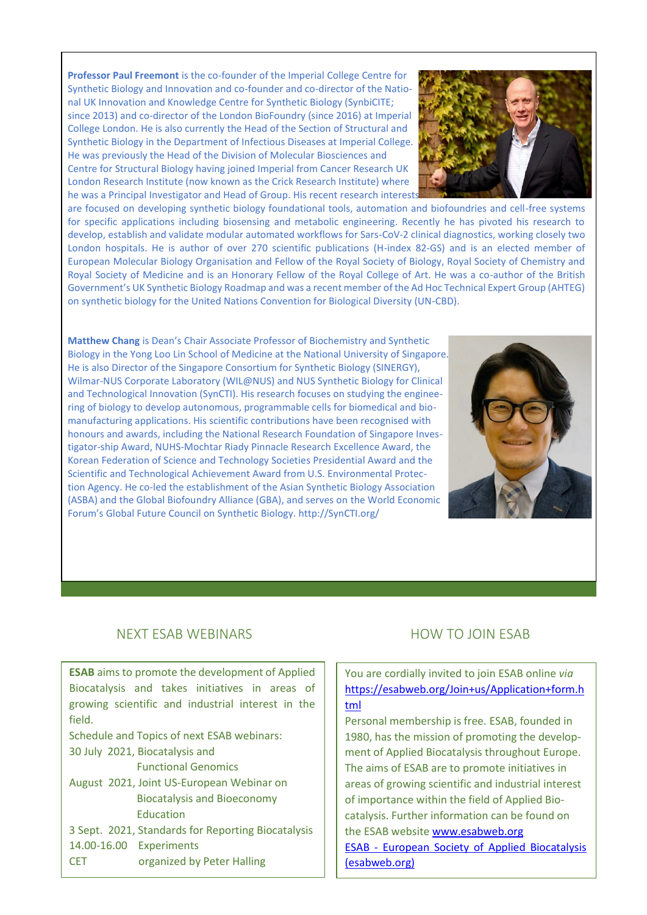**Professor Paul Freemont** is the co-founder of the Imperial College Centre for Synthetic Biology and Innovation and co-founder and co-director of the National UK Innovation and Knowledge Centre for Synthetic Biology (SynbiCITE; since 2013) and co-director of the London BioFoundry (since 2016) at Imperial College London. He is also currently the Head of the Section of Structural and Synthetic Biology in the Department of Infectious Diseases at Imperial College. He was previously the Head of the Division of Molecular Biosciences and Centre for Structural Biology having joined Imperial from Cancer Research UK London Research Institute (now known as the Crick Research Institute) where he was a Principal Investigator and Head of Group. His recent research interests are focused on developing synthetic biology foundational tools, automation and biofoundries and cell-free systems for specific applications including biosensing and metabolic engineering. Recently he has pivoted his research to develop, establish and validate modular automated workflows for Sars-CoV-2 clinical diagnostics, working closely two London hospitals. He is author of over 270 scientific publications (H-index 82-GS) and is an elected member of European Molecular Biology Organisation and Fellow of the Royal Society of Biology, Royal Society of Chemistry and Royal Society of Medicine and is an Honorary Fellow of the Royal College of Art. He was a co-author of the British Government's UK Synthetic Biology Roadmap and was a recent member of the Ad Hoc Technical Expert Group (AHTEG) on synthetic biology for the United Nations Convention for Biological Diversity (UN-CBD).

**Matthew Chang** is Dean's Chair Associate Professor of Biochemistry and Synthetic Biology in the Yong Loo Lin School of Medicine at the National University of Singapore. He is also Director of the Singapore Consortium for Synthetic Biology (SINERGY), Wilmar-NUS Corporate Laboratory (WIL@NUS) and NUS Synthetic Biology for Clinical and Technological Innovation (SynCTI). His research focuses on studying the engineering of biology to develop autonomous, programmable cells for biomedical and biomanufacturing applications. His scientific contributions have been recognised with honours and awards, including the National Research Foundation of Singapore Investigator-ship Award, NUHS-Mochtar Riady Pinnacle Research Excellence Award, the Korean Federation of Science and Technology Societies Presidential Award and the Scientific and Technological Achievement Award from U.S. Environmental Protection Agency. He co-led the establishment of the Asian Synthetic Biology Association (ASBA) and the Global Biofoundry Alliance (GBA), and serves on the World Economic Forum's Global Future Council on Synthetic Biology. http://SynCTI.org/

## NEXT ESAB WEBINARS

**ESAB** aims to promote the development of Applied Biocatalysis and takes initiatives in areas of growing scientific and industrial interest in the field.

Schedule and Topics of next ESAB webinars:

- 30 July 2021, Biocatalysis and Functional Genomics
- August 2021, Joint US-European Webinar on Biocatalysis and Bioeconomy Education
- 3 Sept. 2021, 14.00-16.00 CET, Standards for Reporting Biocatalysis Experiments organized by Peter Halling

## HOW TO JOIN ESAB

You are cordially invited to join ESAB online *via* https://esabweb.org/Join+us/Application+form.html

Personal membership is free. ESAB, founded in 1980, has the mission of promoting the development of Applied Biocatalysis throughout Europe. The aims of ESAB are to promote initiatives in areas of growing scientific and industrial interest of importance within the field of Applied Biocatalysis. Further information can be found on the ESAB website www.esabweb.org

ESAB - European Society of Applied Biocatalysis (esabweb.org)